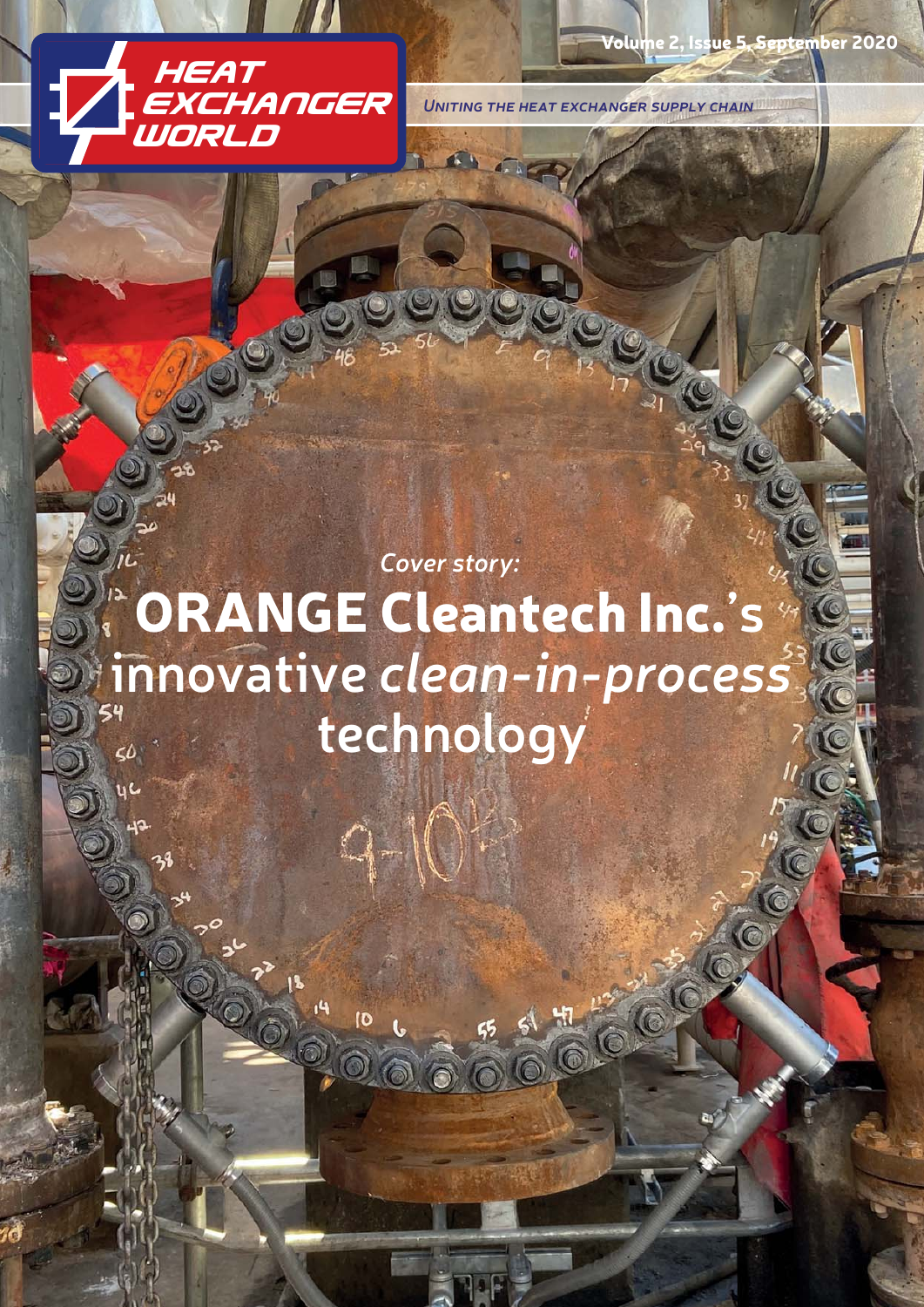# HEAT EXCHANGER WORLD

Volume 2, Issue 5, September 2020

*Uniting the heat exchanger supply chain*

*Cover story:*

## ORANGE Cleantech Inc.'s innovative *clean-in-process* technology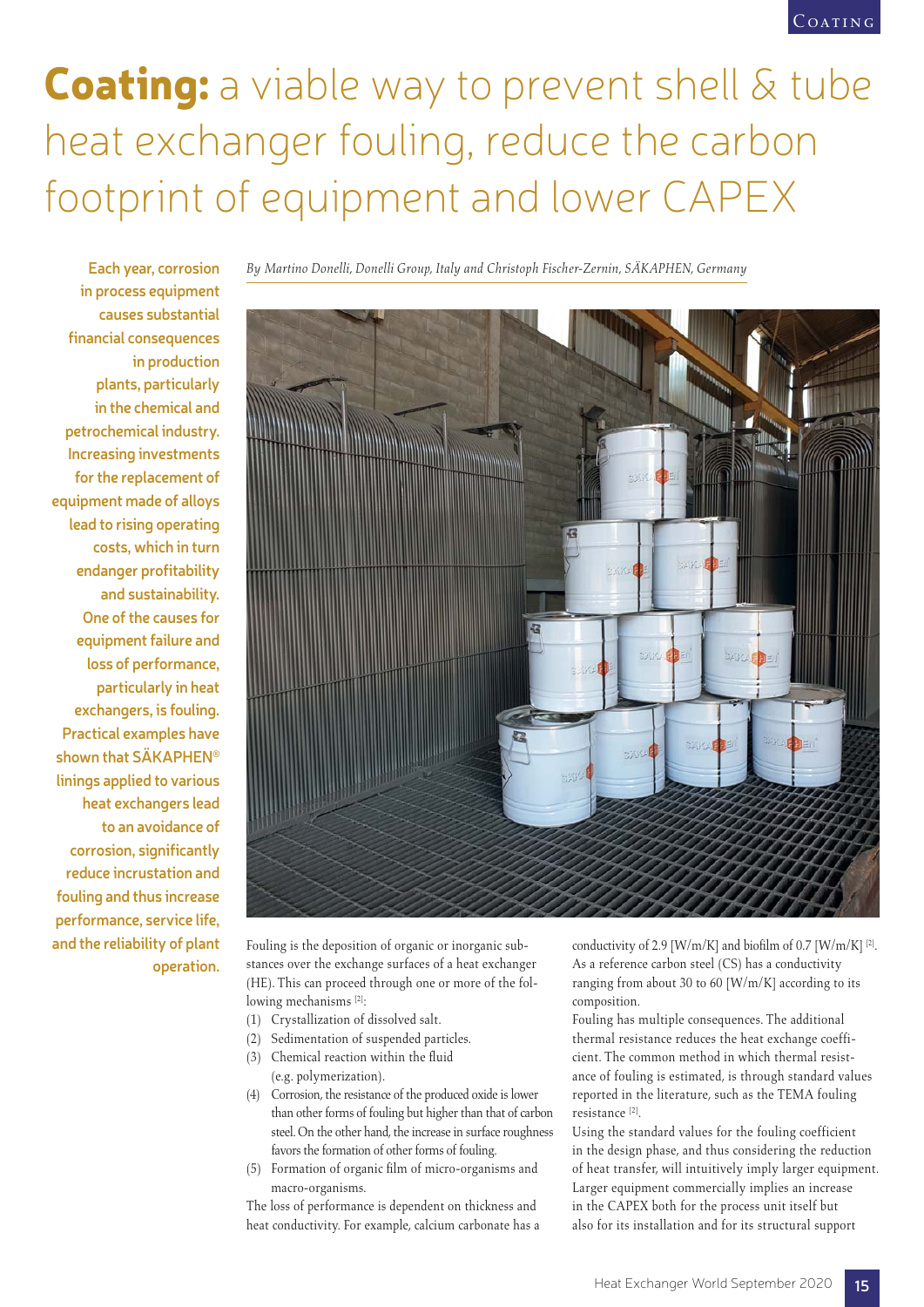# **Coating:** a viable way to prevent shell & tube heat exchanger fouling, reduce the carbon footprint of equipment and lower CAPEX

**Each year, corrosion in process equipment causes substantial financial consequences in production plants, particularly in the chemical and petrochemical industry. Increasing investments for the replacement of equipment made of alloys lead to rising operating costs, which in turn endanger profitability and sustainability. One of the causes for equipment failure and loss of performance, particularly in heat exchangers, is fouling. Practical examples have shown that SÄKAPHEN® linings applied to various heat exchangers lead to an avoidance of corrosion, significantly reduce incrustation and fouling and thus increase performance, service life, and the reliability of plant operation.**

*By Martino Donelli, Donelli Group, Italy and Christoph Fischer-Zernin, SÄKAPHEN, Germany*

Fouling is the deposition of organic or inorganic substances over the exchange surfaces of a heat exchanger (HE). This can proceed through one or more of the following mechanisms [2]:

(1) Crystallization of dissolved salt.
(2) Sedimentation of suspended particles.
(3) Chemical reaction within the fluid (e.g. polymerization).
(4) Corrosion, the resistance of the produced oxide is lower than other forms of fouling but higher than that of carbon steel. On the other hand, the increase in surface roughness favors the formation of other forms of fouling.
(5) Formation of organic film of micro-organisms and macro-organisms.

The loss of performance is dependent on thickness and heat conductivity. For example, calcium carbonate has a conductivity of 2.9 [W/m/K] and biofilm of 0.7 [W/m/K] [2]. As a reference carbon steel (CS) has a conductivity ranging from about 30 to 60 [W/m/K] according to its composition.

Fouling has multiple consequences. The additional thermal resistance reduces the heat exchange coefficient. The common method in which thermal resistance of fouling is estimated, is through standard values reported in the literature, such as the TEMA fouling resistance [2].

Using the standard values for the fouling coefficient in the design phase, and thus considering the reduction of heat transfer, will intuitively imply larger equipment. Larger equipment commercially implies an increase in the CAPEX both for the process unit itself but also for its installation and for its structural support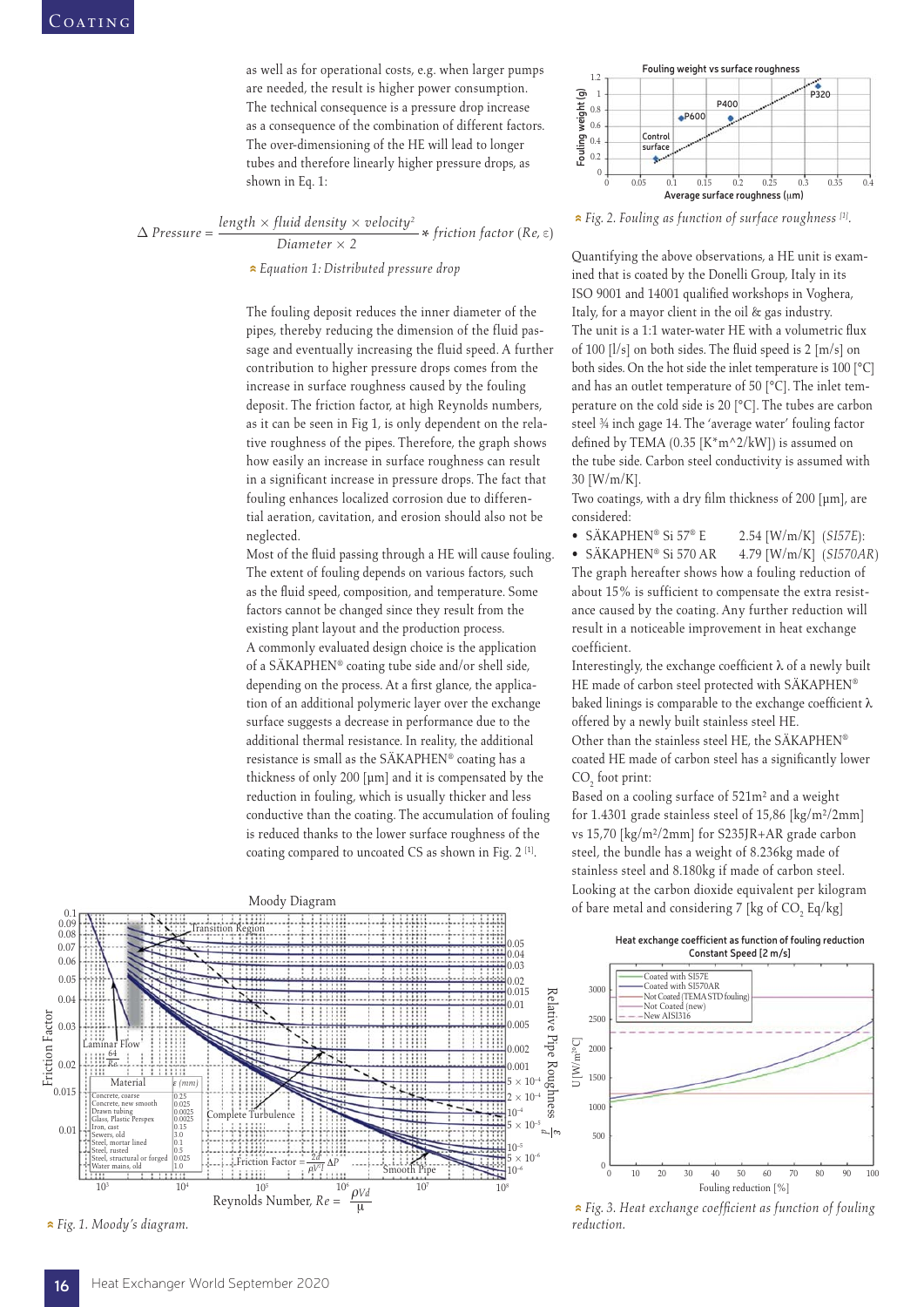as well as for operational costs, e.g. when larger pumps are needed, the result is higher power consumption. The technical consequence is a pressure drop increase as a consequence of the combination of different factors. The over-dimensioning of the HE will lead to longer tubes and therefore linearly higher pressure drops, as shown in Eq. 1:

$$\Delta\ Pressure = \frac{length \times fluid\ density \times velocity^2}{Diameter \times 2} * friction\ factor\ (Re, \varepsilon)$$

*Equation 1: Distributed pressure drop*

The fouling deposit reduces the inner diameter of the pipes, thereby reducing the dimension of the fluid passage and eventually increasing the fluid speed. A further contribution to higher pressure drops comes from the increase in surface roughness caused by the fouling deposit. The friction factor, at high Reynolds numbers, as it can be seen in Fig 1, is only dependent on the relative roughness of the pipes. Therefore, the graph shows how easily an increase in surface roughness can result in a significant increase in pressure drops. The fact that fouling enhances localized corrosion due to differential aeration, cavitation, and erosion should also not be neglected.

Most of the fluid passing through a HE will cause fouling. The extent of fouling depends on various factors, such as the fluid speed, composition, and temperature. Some factors cannot be changed since they result from the existing plant layout and the production process.

A commonly evaluated design choice is the application of a SÄKAPHEN® coating tube side and/or shell side, depending on the process. At a first glance, the application of an additional polymeric layer over the exchange surface suggests a decrease in performance due to the additional thermal resistance. In reality, the additional resistance is small as the SÄKAPHEN® coating has a thickness of only 200 [μm] and it is compensated by the reduction in fouling, which is usually thicker and less conductive than the coating. The accumulation of fouling is reduced thanks to the lower surface roughness of the coating compared to uncoated CS as shown in Fig. 2 [1].

*Fig. 1. Moody's diagram.*

*Fig. 2. Fouling as function of surface roughness [1].*

Quantifying the above observations, a HE unit is examined that is coated by the Donelli Group, Italy in its ISO 9001 and 14001 qualified workshops in Voghera, Italy, for a mayor client in the oil & gas industry.

The unit is a 1:1 water-water HE with a volumetric flux of 100 [l/s] on both sides. The fluid speed is 2 [m/s] on both sides. On the hot side the inlet temperature is 100 [°C] and has an outlet temperature of 50 [°C]. The inlet temperature on the cold side is 20 [°C]. The tubes are carbon steel ¾ inch gage 14. The 'average water' fouling factor defined by TEMA (0.35 [K*m^2/kW]) is assumed on the tube side. Carbon steel conductivity is assumed with 30 [W/m/K].

Two coatings, with a dry film thickness of 200 [μm], are considered:

- SÄKAPHEN® Si 57® E 2.54 [W/m/K] (*SI57E*):
- SÄKAPHEN® Si 570 AR 4.79 [W/m/K] (*SI570AR*)

The graph hereafter shows how a fouling reduction of about 15% is sufficient to compensate the extra resistance caused by the coating. Any further reduction will result in a noticeable improvement in heat exchange coefficient.

Interestingly, the exchange coefficient λ of a newly built HE made of carbon steel protected with SÄKAPHEN® baked linings is comparable to the exchange coefficient λ offered by a newly built stainless steel HE.

Other than the stainless steel HE, the SÄKAPHEN® coated HE made of carbon steel has a significantly lower $CO_2$ foot print:

Based on a cooling surface of 521m² and a weight for 1.4301 grade stainless steel of 15,86 [kg/m²/2mm] vs 15,70 [kg/m²/2mm] for S235JR+AR grade carbon steel, the bundle has a weight of 8.236kg made of stainless steel and 8.180kg if made of carbon steel. Looking at the carbon dioxide equivalent per kilogram of bare metal and considering 7 [kg of $CO_2$ Eq/kg]

*Fig. 3. Heat exchange coefficient as function of fouling reduction.*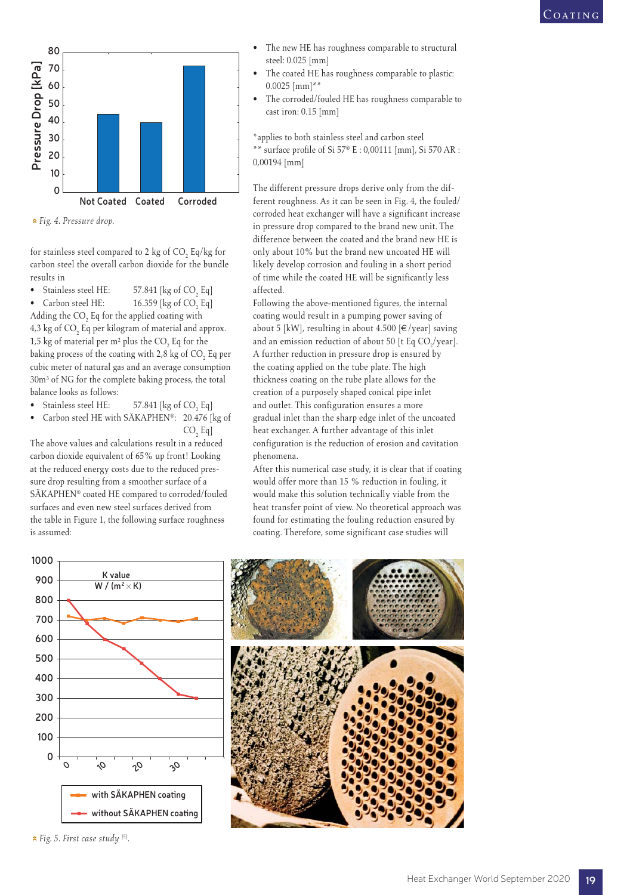*Fig. 4. Pressure drop.*

for stainless steel compared to 2 kg of $CO_2$ Eq/kg for carbon steel the overall carbon dioxide for the bundle results in

- Stainless steel HE: 57.841 [kg of $CO_2$ Eq]
- Carbon steel HE: 16.359 [kg of $CO_2$ Eq]

Adding the $CO_2$ Eq for the applied coating with 4,3 kg of $CO_2$ Eq per kilogram of material and approx. 1,5 kg of material per m² plus the $CO_2$ Eq for the baking process of the coating with 2,8 kg of $CO_2$ Eq per cubic meter of natural gas and an average consumption 30m³ of NG for the complete baking process, the total balance looks as follows:

- Stainless steel HE: 57.841 [kg of $CO_2$ Eq]
- Carbon steel HE with SÄKAPHEN®: 20.476 [kg of $CO_2$ Eq]

The above values and calculations result in a reduced carbon dioxide equivalent of 65% up front! Looking at the reduced energy costs due to the reduced pressure drop resulting from a smoother surface of a SÄKAPHEN® coated HE compared to corroded/fouled surfaces and even new steel surfaces derived from the table in Figure 1, the following surface roughness is assumed:

- The new HE has roughness comparable to structural steel: 0.025 [mm]
- The coated HE has roughness comparable to plastic: 0.0025 [mm]**
- The corroded/fouled HE has roughness comparable to cast iron: 0.15 [mm]

*applies to both stainless steel and carbon steel
** surface profile of Si 57® E : 0,00111 [mm], Si 570 AR : 0,00194 [mm]

The different pressure drops derive only from the different roughness. As it can be seen in Fig. 4, the fouled/corroded heat exchanger will have a significant increase in pressure drop compared to the brand new unit. The difference between the coated and the brand new HE is only about 10% but the brand new uncoated HE will likely develop corrosion and fouling in a short period of time while the coated HE will be significantly less affected.

Following the above-mentioned figures, the internal coating would result in a pumping power saving of about 5 [kW], resulting in about 4.500 [€/year] saving and an emission reduction of about 50 [t Eq $CO_2$/year].

A further reduction in pressure drop is ensured by the coating applied on the tube plate. The high thickness coating on the tube plate allows for the creation of a purposely shaped conical pipe inlet and outlet. This configuration ensures a more gradual inlet than the sharp edge inlet of the uncoated heat exchanger. A further advantage of this inlet configuration is the reduction of erosion and cavitation phenomena.

After this numerical case study, it is clear that if coating would offer more than 15 % reduction in fouling, it would make this solution technically viable from the heat transfer point of view. No theoretical approach was found for estimating the fouling reduction ensured by coating. Therefore, some significant case studies will

*Fig. 5. First case study [5].*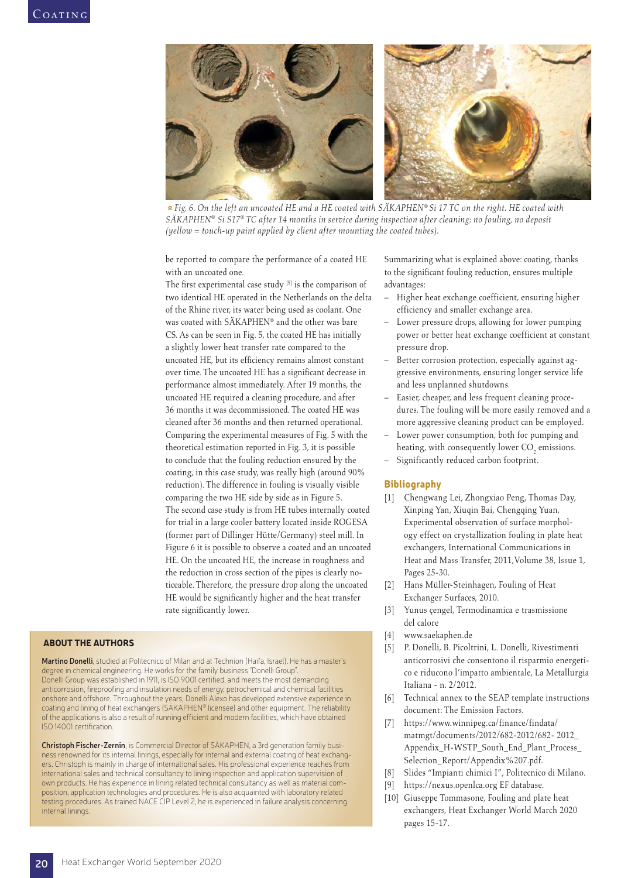*Fig. 6. On the left an uncoated HE and a HE coated with SÄKAPHEN® Si 17 TC on the right. HE coated with SÄKAPHEN® Si S17® TC after 14 months in service during inspection after cleaning: no fouling, no deposit (yellow = touch-up paint applied by client after mounting the coated tubes).*

be reported to compare the performance of a coated HE with an uncoated one.

The first experimental case study [5] is the comparison of two identical HE operated in the Netherlands on the delta of the Rhine river, its water being used as coolant. One was coated with SÄKAPHEN® and the other was bare CS. As can be seen in Fig. 5, the coated HE has initially a slightly lower heat transfer rate compared to the uncoated HE, but its efficiency remains almost constant over time. The uncoated HE has a significant decrease in performance almost immediately. After 19 months, the uncoated HE required a cleaning procedure, and after 36 months it was decommissioned. The coated HE was cleaned after 36 months and then returned operational. Comparing the experimental measures of Fig. 5 with the theoretical estimation reported in Fig. 3, it is possible to conclude that the fouling reduction ensured by the coating, in this case study, was really high (around 90% reduction). The difference in fouling is visually visible comparing the two HE side by side as in Figure 5.

The second case study is from HE tubes internally coated for trial in a large cooler battery located inside ROGESA (former part of Dillinger Hütte/Germany) steel mill. In Figure 6 it is possible to observe a coated and an uncoated HE. On the uncoated HE, the increase in roughness and the reduction in cross section of the pipes is clearly noticeable. Therefore, the pressure drop along the uncoated HE would be significantly higher and the heat transfer rate significantly lower.

Summarizing what is explained above: coating, thanks to the significant fouling reduction, ensures multiple advantages:

- Higher heat exchange coefficient, ensuring higher efficiency and smaller exchange area.
- Lower pressure drops, allowing for lower pumping power or better heat exchange coefficient at constant pressure drop.
- Better corrosion protection, especially against aggressive environments, ensuring longer service life and less unplanned shutdowns.
- Easier, cheaper, and less frequent cleaning procedures. The fouling will be more easily removed and a more aggressive cleaning product can be employed.
- Lower power consumption, both for pumping and heating, with consequently lower $CO_2$ emissions.
- Significantly reduced carbon footprint.

## Bibliography

[1] Chengwang Lei, Zhongxiao Peng, Thomas Day, Xinping Yan, Xiuqin Bai, Chengqing Yuan, Experimental observation of surface morphology effect on crystallization fouling in plate heat exchangers, International Communications in Heat and Mass Transfer, 2011,Volume 38, Issue 1, Pages 25-30.

[2] Hans Müller-Steinhagen, Fouling of Heat Exchanger Surfaces, 2010.

[3] Yunus çengel, Termodinamica e trasmissione del calore

[4] www.saekaphen.de

[5] P. Donelli, B. Picoltrini, L. Donelli, Rivestimenti anticorrosivi che consentono il risparmio energetico e riducono l'impatto ambientale, La Metallurgia Italiana - n. 2/2012.

[6] Technical annex to the SEAP template instructions document: The Emission Factors.

[7] https://www.winnipeg.ca/finance/findata/matmgt/documents/2012/682-2012/682- 2012_Appendix_H-WSTP_South_End_Plant_Process_Selection_Report/Appendix%207.pdf.

[8] Slides "Impianti chimici I", Politecnico di Milano.

[9] https://nexus.openlca.org EF database.

[10] Giuseppe Tommasone, Fouling and plate heat exchangers, Heat Exchanger World March 2020 pages 15-17.

## ABOUT THE AUTHORS

**Martino Donelli**, studied at Politecnico of Milan and at Technion (Haifa, Israel). He has a master's degree in chemical engineering. He works for the family business "Donelli Group". Donelli Group was established in 1911, is ISO 9001 certified, and meets the most demanding anticorrosion, fireproofing and insulation needs of energy, petrochemical and chemical facilities onshore and offshore. Throughout the years, Donelli Alexo has developed extensive experience in coating and lining of heat exchangers (SÄKAPHEN® licensee) and other equipment. The reliability of the applications is also a result of running efficient and modern facilities, which have obtained ISO 14001 certification.

**Christoph Fischer-Zernin**, is Commercial Director of SÄKAPHEN, a 3rd generation family business renowned for its internal linings, especially for internal and external coating of heat exchangers. Christoph is mainly in charge of international sales. His professional experience reaches from international sales and technical consultancy to lining inspection and application supervision of own products. He has experience in lining related technical consultancy as well as material composition, application technologies and procedures. He is also acquainted with laboratory related testing procedures. As trained NACE CIP Level 2, he is experienced in failure analysis concerning internal linings.